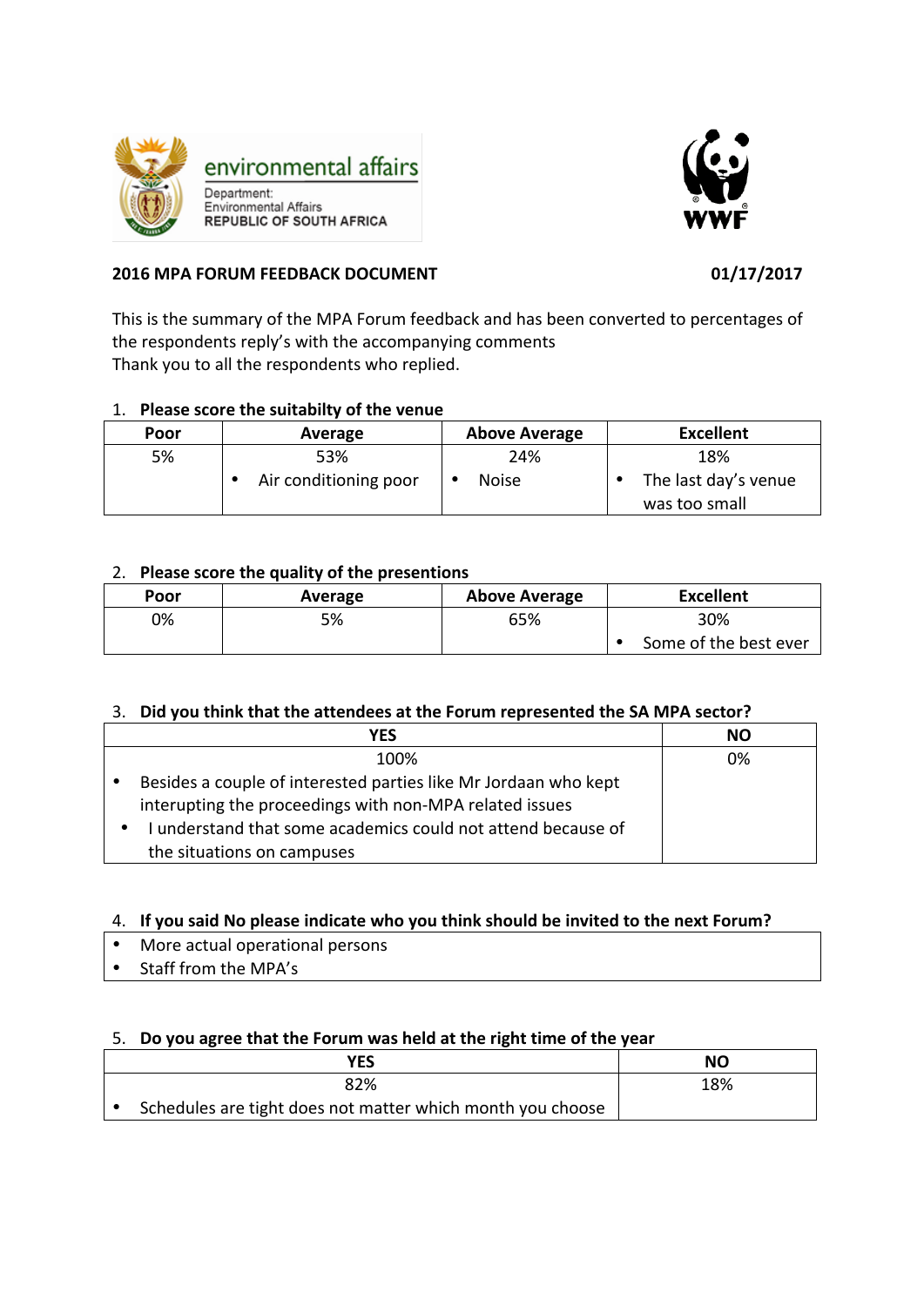environmental affairs

Department:
Environmental Affairs
REPUBLIC OF SOUTH AFRICA

WWF

**2016 MPA FORUM FEEDBACK DOCUMENT** **01/17/2017**

This is the summary of the MPA Forum feedback and has been converted to percentages of the respondents reply's with the accompanying comments
Thank you to all the respondents who replied.

1. **Please score the suitabilty of the venue**

| Poor | Average | Above Average | Excellent |
|---|---|---|---|
| 5% | 53%<br>• Air conditioning poor | 24%<br>• Noise | 18%<br>• The last day's venue was too small |

2. **Please score the quality of the presentions**

| Poor | Average | Above Average | Excellent |
|---|---|---|---|
| 0% | 5% | 65% | 30%<br>• Some of the best ever |

3. **Did you think that the attendees at the Forum represented the SA MPA sector?**

| YES | NO |
|---|---|
| 100%<br>• Besides a couple of interested parties like Mr Jordaan who kept interupting the proceedings with non-MPA related issues<br>• I understand that some academics could not attend because of the situations on campuses | 0% |

4. **If you said No please indicate who you think should be invited to the next Forum?**

- More actual operational persons
- Staff from the MPA's

5. **Do you agree that the Forum was held at the right time of the year**

| YES | NO |
|---|---|
| 82%<br>• Schedules are tight does not matter which month you choose | 18% |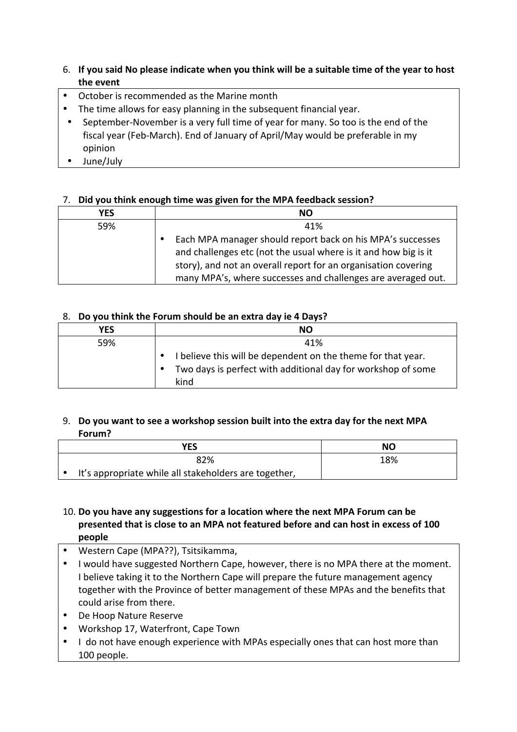6. **If you said No please indicate when you think will be a suitable time of the year to host the event**

- October is recommended as the Marine month
- The time allows for easy planning in the subsequent financial year.
- September-November is a very full time of year for many. So too is the end of the fiscal year (Feb-March). End of January of April/May would be preferable in my opinion
- June/July

7. **Did you think enough time was given for the MPA feedback session?**

| YES | NO |
|---|---|
| 59% | 41%<br>• Each MPA manager should report back on his MPA's successes and challenges etc (not the usual where is it and how big is it story), and not an overall report for an organisation covering many MPA's, where successes and challenges are averaged out. |

8. **Do you think the Forum should be an extra day ie 4 Days?**

| YES | NO |
|---|---|
| 59% | 41%<br>• I believe this will be dependent on the theme for that year.<br>• Two days is perfect with additional day for workshop of some kind |

9. **Do you want to see a workshop session built into the extra day for the next MPA Forum?**

| YES | NO |
|---|---|
| 82%<br>• It's appropriate while all stakeholders are together, | 18% |

10. **Do you have any suggestions for a location where the next MPA Forum can be presented that is close to an MPA not featured before and can host in excess of 100 people**

- Western Cape (MPA??), Tsitsikamma,
- I would have suggested Northern Cape, however, there is no MPA there at the moment. I believe taking it to the Northern Cape will prepare the future management agency together with the Province of better management of these MPAs and the benefits that could arise from there.
- De Hoop Nature Reserve
- Workshop 17, Waterfront, Cape Town
- I do not have enough experience with MPAs especially ones that can host more than 100 people.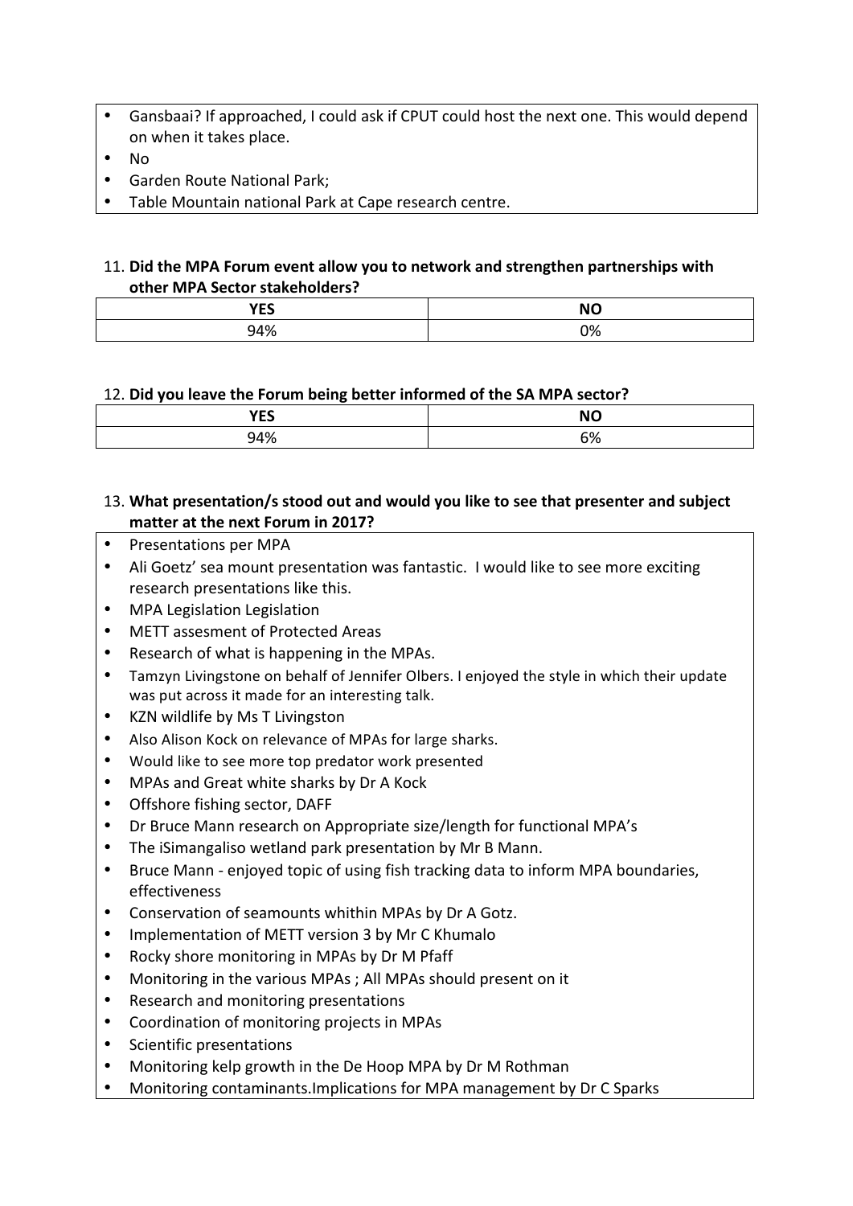- Gansbaai? If approached, I could ask if CPUT could host the next one. This would depend on when it takes place.
- No
- Garden Route National Park;
- Table Mountain national Park at Cape research centre.

11. **Did the MPA Forum event allow you to network and strengthen partnerships with other MPA Sector stakeholders?**

| YES | NO |
|---|---|
| 94% | 0% |

12. **Did you leave the Forum being better informed of the SA MPA sector?**

| YES | NO |
|---|---|
| 94% | 6% |

13. **What presentation/s stood out and would you like to see that presenter and subject matter at the next Forum in 2017?**

- Presentations per MPA
- Ali Goetz' sea mount presentation was fantastic. I would like to see more exciting research presentations like this.
- MPA Legislation Legislation
- METT assesment of Protected Areas
- Research of what is happening in the MPAs.
- Tamzyn Livingstone on behalf of Jennifer Olbers. I enjoyed the style in which their update was put across it made for an interesting talk.
- KZN wildlife by Ms T Livingston
- Also Alison Kock on relevance of MPAs for large sharks.
- Would like to see more top predator work presented
- MPAs and Great white sharks by Dr A Kock
- Offshore fishing sector, DAFF
- Dr Bruce Mann research on Appropriate size/length for functional MPA's
- The iSimangaliso wetland park presentation by Mr B Mann.
- Bruce Mann - enjoyed topic of using fish tracking data to inform MPA boundaries, effectiveness
- Conservation of seamounts whithin MPAs by Dr A Gotz.
- Implementation of METT version 3 by Mr C Khumalo
- Rocky shore monitoring in MPAs by Dr M Pfaff
- Monitoring in the various MPAs ; All MPAs should present on it
- Research and monitoring presentations
- Coordination of monitoring projects in MPAs
- Scientific presentations
- Monitoring kelp growth in the De Hoop MPA by Dr M Rothman
- Monitoring contaminants.Implications for MPA management by Dr C Sparks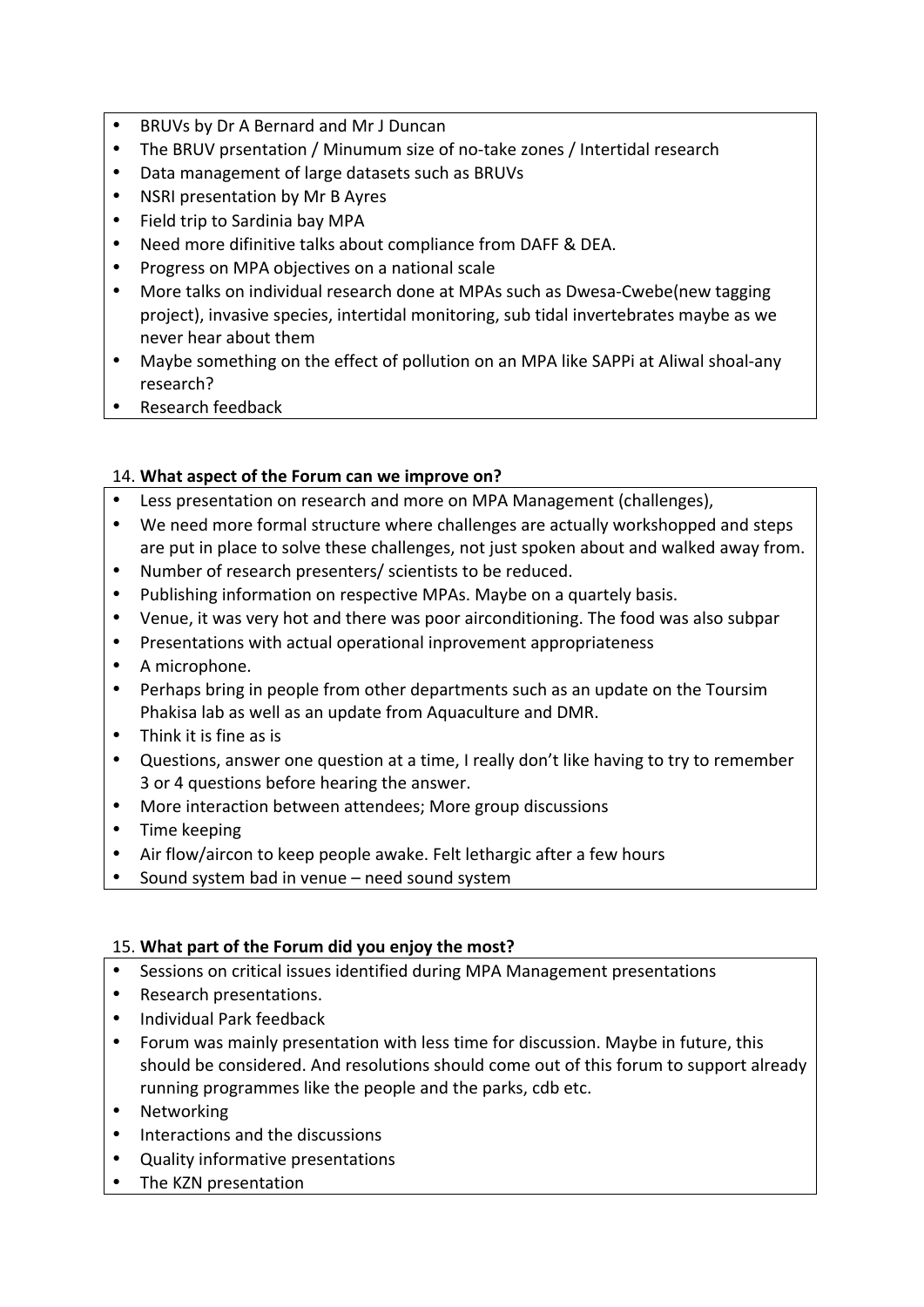- BRUVs by Dr A Bernard and Mr J Duncan
- The BRUV prsentation / Minumum size of no-take zones / Intertidal research
- Data management of large datasets such as BRUVs
- NSRI presentation by Mr B Ayres
- Field trip to Sardinia bay MPA
- Need more difinitive talks about compliance from DAFF & DEA.
- Progress on MPA objectives on a national scale
- More talks on individual research done at MPAs such as Dwesa-Cwebe(new tagging project), invasive species, intertidal monitoring, sub tidal invertebrates maybe as we never hear about them
- Maybe something on the effect of pollution on an MPA like SAPPi at Aliwal shoal-any research?
- Research feedback

14. **What aspect of the Forum can we improve on?**

- Less presentation on research and more on MPA Management (challenges),
- We need more formal structure where challenges are actually workshopped and steps are put in place to solve these challenges, not just spoken about and walked away from.
- Number of research presenters/ scientists to be reduced.
- Publishing information on respective MPAs. Maybe on a quartely basis.
- Venue, it was very hot and there was poor airconditioning. The food was also subpar
- Presentations with actual operational inprovement appropriateness
- A microphone.
- Perhaps bring in people from other departments such as an update on the Toursim Phakisa lab as well as an update from Aquaculture and DMR.
- Think it is fine as is
- Questions, answer one question at a time, I really don't like having to try to remember 3 or 4 questions before hearing the answer.
- More interaction between attendees; More group discussions
- Time keeping
- Air flow/aircon to keep people awake. Felt lethargic after a few hours
- Sound system bad in venue – need sound system

15. **What part of the Forum did you enjoy the most?**

- Sessions on critical issues identified during MPA Management presentations
- Research presentations.
- Individual Park feedback
- Forum was mainly presentation with less time for discussion. Maybe in future, this should be considered. And resolutions should come out of this forum to support already running programmes like the people and the parks, cdb etc.
- Networking
- Interactions and the discussions
- Quality informative presentations
- The KZN presentation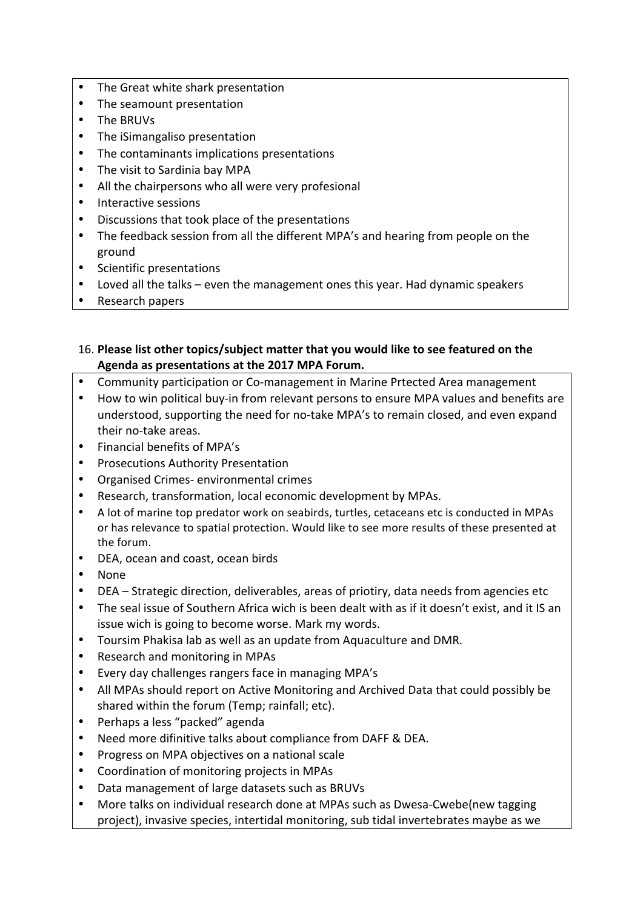- The Great white shark presentation
- The seamount presentation
- The BRUVs
- The iSimangaliso presentation
- The contaminants implications presentations
- The visit to Sardinia bay MPA
- All the chairpersons who all were very profesional
- Interactive sessions
- Discussions that took place of the presentations
- The feedback session from all the different MPA's and hearing from people on the ground
- Scientific presentations
- Loved all the talks – even the management ones this year. Had dynamic speakers
- Research papers

16. **Please list other topics/subject matter that you would like to see featured on the Agenda as presentations at the 2017 MPA Forum.**

- Community participation or Co-management in Marine Prtected Area management
- How to win political buy-in from relevant persons to ensure MPA values and benefits are understood, supporting the need for no-take MPA's to remain closed, and even expand their no-take areas.
- Financial benefits of MPA's
- Prosecutions Authority Presentation
- Organised Crimes- environmental crimes
- Research, transformation, local economic development by MPAs.
- A lot of marine top predator work on seabirds, turtles, cetaceans etc is conducted in MPAs or has relevance to spatial protection. Would like to see more results of these presented at the forum.
- DEA, ocean and coast, ocean birds
- None
- DEA – Strategic direction, deliverables, areas of priotiry, data needs from agencies etc
- The seal issue of Southern Africa wich is been dealt with as if it doesn't exist, and it IS an issue wich is going to become worse. Mark my words.
- Toursim Phakisa lab as well as an update from Aquaculture and DMR.
- Research and monitoring in MPAs
- Every day challenges rangers face in managing MPA's
- All MPAs should report on Active Monitoring and Archived Data that could possibly be shared within the forum (Temp; rainfall; etc).
- Perhaps a less "packed" agenda
- Need more difinitive talks about compliance from DAFF & DEA.
- Progress on MPA objectives on a national scale
- Coordination of monitoring projects in MPAs
- Data management of large datasets such as BRUVs
- More talks on individual research done at MPAs such as Dwesa-Cwebe(new tagging project), invasive species, intertidal monitoring, sub tidal invertebrates maybe as we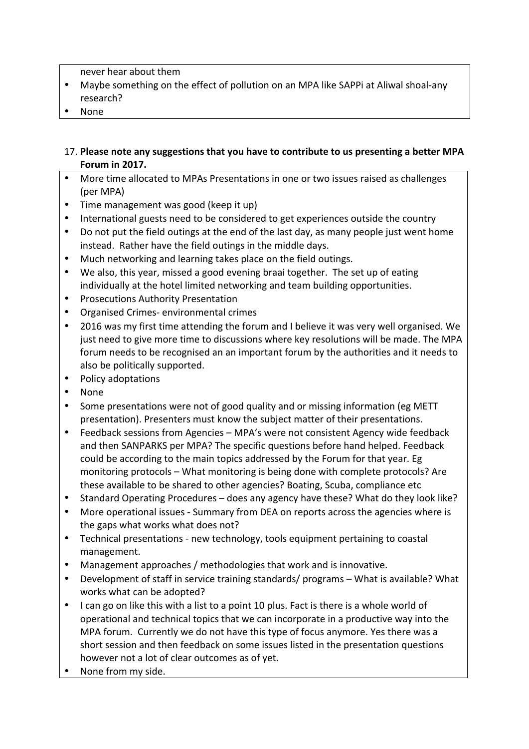never hear about them

- Maybe something on the effect of pollution on an MPA like SAPPi at Aliwal shoal-any research?
- None

17. **Please note any suggestions that you have to contribute to us presenting a better MPA Forum in 2017.**

- More time allocated to MPAs Presentations in one or two issues raised as challenges (per MPA)
- Time management was good (keep it up)
- International guests need to be considered to get experiences outside the country
- Do not put the field outings at the end of the last day, as many people just went home instead. Rather have the field outings in the middle days.
- Much networking and learning takes place on the field outings.
- We also, this year, missed a good evening braai together. The set up of eating individually at the hotel limited networking and team building opportunities.
- Prosecutions Authority Presentation
- Organised Crimes- environmental crimes
- 2016 was my first time attending the forum and I believe it was very well organised. We just need to give more time to discussions where key resolutions will be made. The MPA forum needs to be recognised an an important forum by the authorities and it needs to also be politically supported.
- Policy adoptations
- None
- Some presentations were not of good quality and or missing information (eg METT presentation). Presenters must know the subject matter of their presentations.
- Feedback sessions from Agencies – MPA's were not consistent Agency wide feedback and then SANPARKS per MPA? The specific questions before hand helped. Feedback could be according to the main topics addressed by the Forum for that year. Eg monitoring protocols – What monitoring is being done with complete protocols? Are these available to be shared to other agencies? Boating, Scuba, compliance etc
- Standard Operating Procedures – does any agency have these? What do they look like?
- More operational issues - Summary from DEA on reports across the agencies where is the gaps what works what does not?
- Technical presentations - new technology, tools equipment pertaining to coastal management.
- Management approaches / methodologies that work and is innovative.
- Development of staff in service training standards/ programs – What is available? What works what can be adopted?
- I can go on like this with a list to a point 10 plus. Fact is there is a whole world of operational and technical topics that we can incorporate in a productive way into the MPA forum. Currently we do not have this type of focus anymore. Yes there was a short session and then feedback on some issues listed in the presentation questions however not a lot of clear outcomes as of yet.
- None from my side.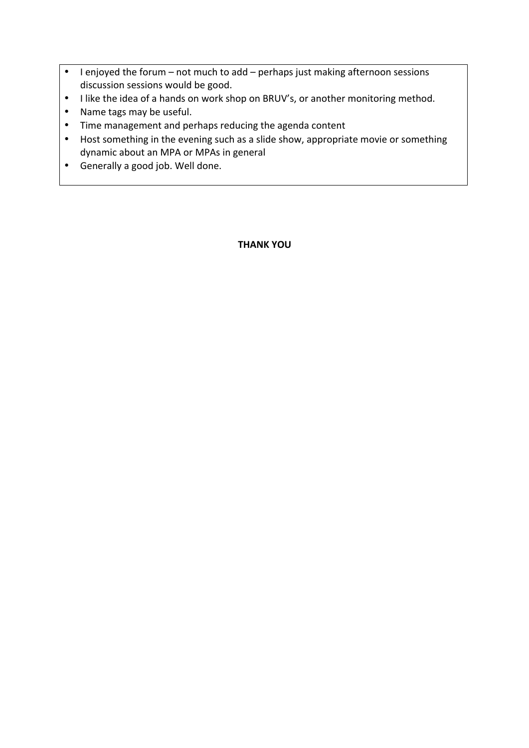- I enjoyed the forum – not much to add – perhaps just making afternoon sessions discussion sessions would be good.
- I like the idea of a hands on work shop on BRUV's, or another monitoring method.
- Name tags may be useful.
- Time management and perhaps reducing the agenda content
- Host something in the evening such as a slide show, appropriate movie or something dynamic about an MPA or MPAs in general
- Generally a good job. Well done.

**THANK YOU**